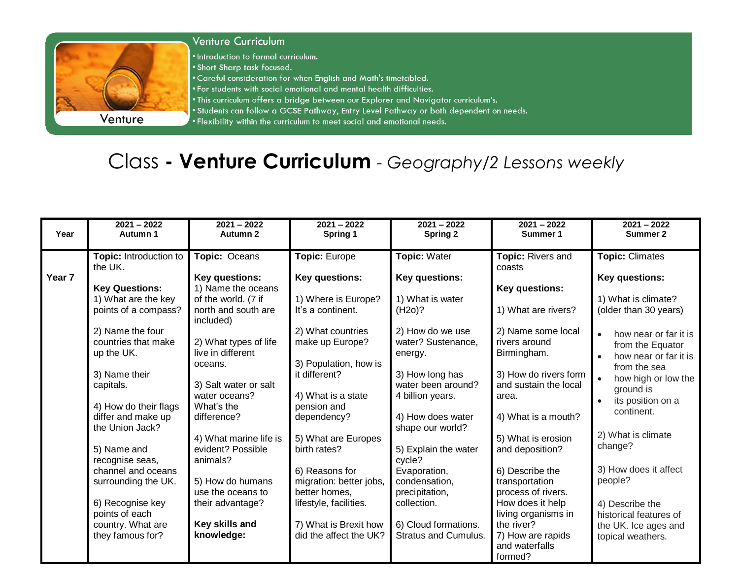## Venture Curriculum

Venture

- Introduction to formal curriculum.
- Short Sharp task focused.
- Careful consideration for when English and Math's timetabled.
- For students with social emotional and mental health difficulties.
- This curriculum offers a bridge between our Explorer and Navigator curriculum's.
- Students can follow a GCSE Pathway, Entry Level Pathway or both dependent on needs.
- Flexibility within the curriculum to meet social and emotional needs.

# Class - **Venture Curriculum** - *Geography/2 Lessons weekly*

| Year | 2021 – 2022 Autumn 1 | 2021 – 2022 Autumn 2 | 2021 – 2022 Spring 1 | 2021 – 2022 Spring 2 | 2021 – 2022 Summer 1 | 2021 – 2022 Summer 2 |
|---|---|---|---|---|---|---|
| Year 7 | **Topic:** Introduction to the UK.<br><br>**Key Questions:**<br>1) What are the key points of a compass?<br><br>2) Name the four countries that make up the UK.<br><br>3) Name their capitals.<br><br>4) How do their flags differ and make up the Union Jack?<br><br>5) Name and recognise seas, channel and oceans surrounding the UK.<br><br>6) Recognise key points of each country. What are they famous for? | **Topic:** Oceans<br><br>**Key questions:**<br>1) Name the oceans of the world. (7 if north and south are included)<br><br>2) What types of life live in different oceans.<br><br>3) Salt water or salt water oceans? What's the difference?<br><br>4) What marine life is evident? Possible animals?<br><br>5) How do humans use the oceans to their advantage?<br><br>**Key skills and knowledge:** | **Topic:** Europe<br><br>**Key questions:**<br><br>1) Where is Europe? It's a continent.<br><br>2) What countries make up Europe?<br><br>3) Population, how is it different?<br><br>4) What is a state pension and dependency?<br><br>5) What are Europes birth rates?<br><br>6) Reasons for migration: better jobs, better homes, lifestyle, facilities.<br><br>7) What is Brexit how did the affect the UK? | **Topic:** Water<br><br>**Key questions:**<br><br>1) What is water (H2o)?<br><br>2) How do we use water? Sustenance, energy.<br><br>3) How long has water been around? 4 billion years.<br><br>4) How does water shape our world?<br><br>5) Explain the water cycle? Evaporation, condensation, precipitation, collection.<br><br>6) Cloud formations. Stratus and Cumulus. | **Topic:** Rivers and coasts<br><br>**Key questions:**<br><br>1) What are rivers?<br><br>2) Name some local rivers around Birmingham.<br><br>3) How do rivers form and sustain the local area.<br><br>4) What is a mouth?<br><br>5) What is erosion and deposition?<br><br>6) Describe the transportation process of rivers. How does it help living organisms in the river?<br>7) How are rapids and waterfalls formed? | **Topic:** Climates<br><br>**Key questions:**<br><br>1) What is climate? (older than 30 years)<br><br>• how near or far it is from the Equator<br>• how near or far it is from the sea<br>• how high or low the ground is<br>• its position on a continent.<br><br>2) What is climate change?<br><br>3) How does it affect people?<br><br>4) Describe the historical features of the UK. Ice ages and topical weathers. |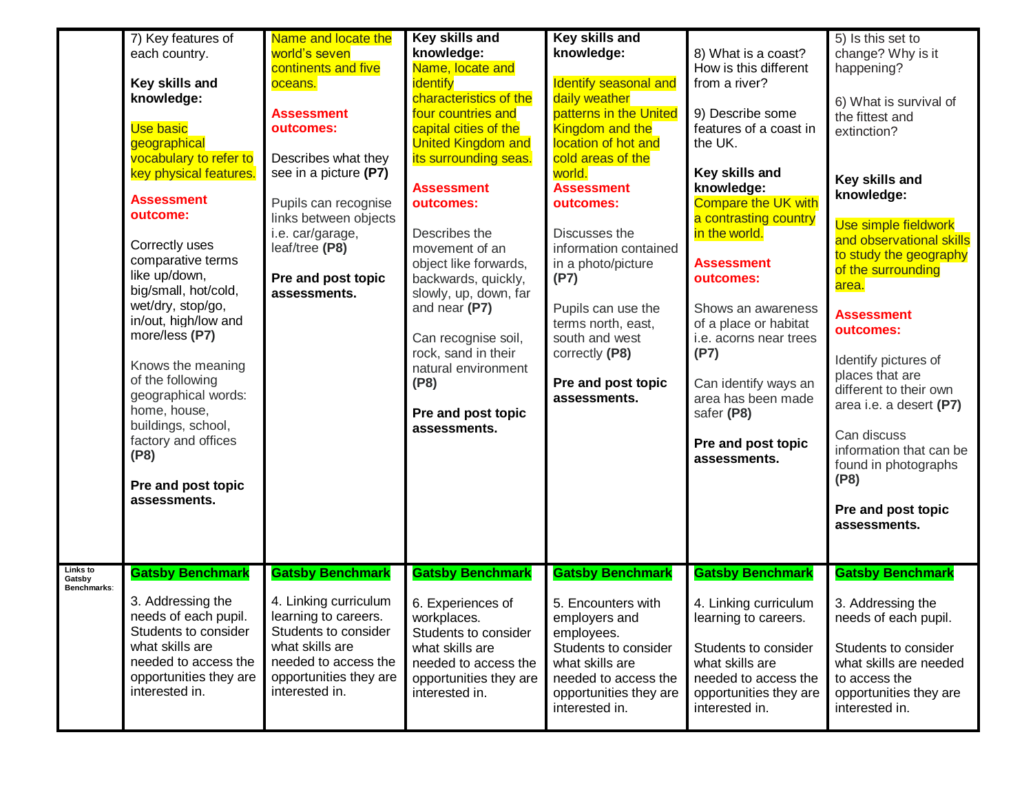| | | | | | | |
|---|---|---|---|---|---|---|
| | 7) Key features of each country.<br><br>**Key skills and knowledge:**<br><br>Use basic geographical vocabulary to refer to key physical features.<br><br>**Assessment outcome:**<br><br>Correctly uses comparative terms like up/down, big/small, hot/cold, wet/dry, stop/go, in/out, high/low and more/less **(P7)**<br><br>Knows the meaning of the following geographical words: home, house, buildings, school, factory and offices **(P8)**<br><br>**Pre and post topic assessments.** | Name and locate the world's seven continents and five oceans.<br><br>**Assessment outcomes:**<br><br>Describes what they see in a picture **(P7)**<br><br>Pupils can recognise links between objects i.e. car/garage, leaf/tree **(P8)**<br><br>**Pre and post topic assessments.** | **Key skills and knowledge:**<br>Name, locate and identify characteristics of the four countries and capital cities of the United Kingdom and its surrounding seas.<br><br>**Assessment outcomes:**<br><br>Describes the movement of an object like forwards, backwards, quickly, slowly, up, down, far and near **(P7)**<br><br>Can recognise soil, rock, sand in their natural environment **(P8)**<br><br>**Pre and post topic assessments.** | **Key skills and knowledge:**<br><br>Identify seasonal and daily weather patterns in the United Kingdom and the location of hot and cold areas of the world.<br>**Assessment outcomes:**<br><br>Discusses the information contained in a photo/picture **(P7)**<br><br>Pupils can use the terms north, east, south and west correctly **(P8)**<br><br>**Pre and post topic assessments.** | 8) What is a coast? How is this different from a river?<br><br>9) Describe some features of a coast in the UK.<br><br>**Key skills and knowledge:**<br>Compare the UK with a contrasting country in the world.<br><br>**Assessment outcomes:**<br><br>Shows an awareness of a place or habitat i.e. acorns near trees **(P7)**<br><br>Can identify ways an area has been made safer **(P8)**<br><br>**Pre and post topic assessments.** | 5) Is this set to change? Why is it happening?<br><br>6) What is survival of the fittest and extinction?<br><br>**Key skills and knowledge:**<br><br>Use simple fieldwork and observational skills to study the geography of the surrounding area.<br><br>**Assessment outcomes:**<br><br>Identify pictures of places that are different to their own area i.e. a desert **(P7)**<br><br>Can discuss information that can be found in photographs **(P8)**<br><br>**Pre and post topic assessments.** |
| **Links to Gatsby Benchmarks**: | **Gatsby Benchmark**<br><br>3. Addressing the needs of each pupil. Students to consider what skills are needed to access the opportunities they are interested in. | **Gatsby Benchmark**<br><br>4. Linking curriculum learning to careers. Students to consider what skills are needed to access the opportunities they are interested in. | **Gatsby Benchmark**<br><br>6. Experiences of workplaces. Students to consider what skills are needed to access the opportunities they are interested in. | **Gatsby Benchmark**<br><br>5. Encounters with employers and employees. Students to consider what skills are needed to access the opportunities they are interested in. | **Gatsby Benchmark**<br><br>4. Linking curriculum learning to careers.<br><br>Students to consider what skills are needed to access the opportunities they are interested in. | **Gatsby Benchmark**<br><br>3. Addressing the needs of each pupil.<br><br>Students to consider what skills are needed to access the opportunities they are interested in. |